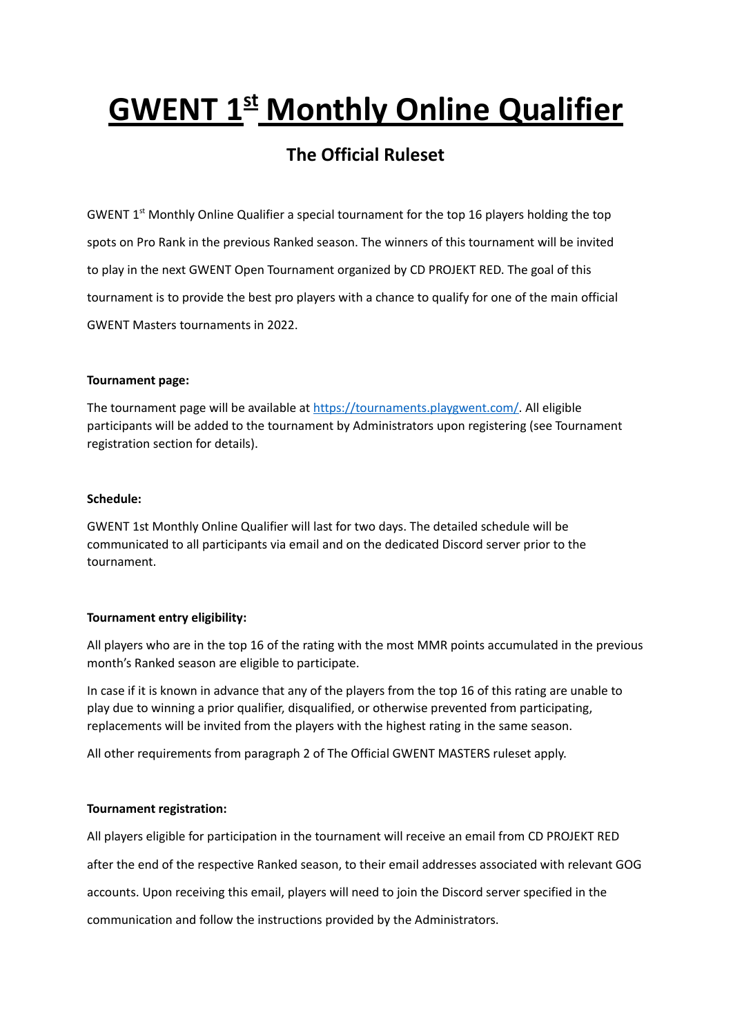# GWENT 1st Monthly Online Qualifier

## The Official Ruleset

GWENT 1st Monthly Online Qualifier a special tournament for the top 16 players holding the top spots on Pro Rank in the previous Ranked season. The winners of this tournament will be invited to play in the next GWENT Open Tournament organized by CD PROJEKT RED. The goal of this tournament is to provide the best pro players with a chance to qualify for one of the main official GWENT Masters tournaments in 2022.

**Tournament page:**

The tournament page will be available at [https://tournaments.playgwent.com/](https://tournaments.playgwent.com/). All eligible participants will be added to the tournament by Administrators upon registering (see Tournament registration section for details).

**Schedule:**

GWENT 1st Monthly Online Qualifier will last for two days. The detailed schedule will be communicated to all participants via email and on the dedicated Discord server prior to the tournament.

**Tournament entry eligibility:**

All players who are in the top 16 of the rating with the most MMR points accumulated in the previous month's Ranked season are eligible to participate.

In case if it is known in advance that any of the players from the top 16 of this rating are unable to play due to winning a prior qualifier, disqualified, or otherwise prevented from participating, replacements will be invited from the players with the highest rating in the same season.

All other requirements from paragraph 2 of The Official GWENT MASTERS ruleset apply.

**Tournament registration:**

All players eligible for participation in the tournament will receive an email from CD PROJEKT RED after the end of the respective Ranked season, to their email addresses associated with relevant GOG accounts. Upon receiving this email, players will need to join the Discord server specified in the communication and follow the instructions provided by the Administrators.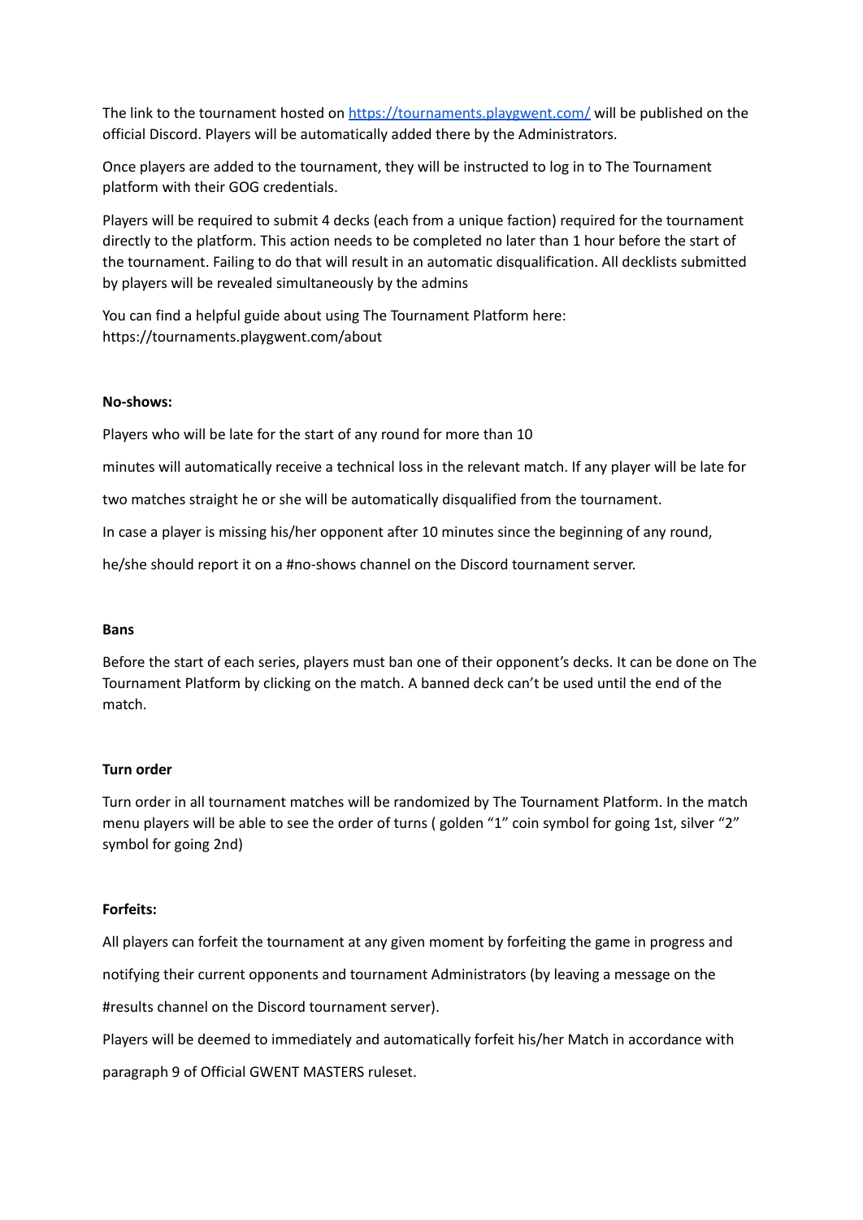The link to the tournament hosted on [https://tournaments.playgwent.com/](https://tournaments.playgwent.com/) will be published on the official Discord. Players will be automatically added there by the Administrators.

Once players are added to the tournament, they will be instructed to log in to The Tournament platform with their GOG credentials.

Players will be required to submit 4 decks (each from a unique faction) required for the tournament directly to the platform. This action needs to be completed no later than 1 hour before the start of the tournament. Failing to do that will result in an automatic disqualification. All decklists submitted by players will be revealed simultaneously by the admins

You can find a helpful guide about using The Tournament Platform here: https://tournaments.playgwent.com/about

**No-shows:**

Players who will be late for the start of any round for more than 10 minutes will automatically receive a technical loss in the relevant match. If any player will be late for two matches straight he or she will be automatically disqualified from the tournament.

In case a player is missing his/her opponent after 10 minutes since the beginning of any round, he/she should report it on a #no-shows channel on the Discord tournament server.

**Bans**

Before the start of each series, players must ban one of their opponent's decks. It can be done on The Tournament Platform by clicking on the match. A banned deck can't be used until the end of the match.

**Turn order**

Turn order in all tournament matches will be randomized by The Tournament Platform. In the match menu players will be able to see the order of turns ( golden "1" coin symbol for going 1st, silver "2" symbol for going 2nd)

**Forfeits:**

All players can forfeit the tournament at any given moment by forfeiting the game in progress and notifying their current opponents and tournament Administrators (by leaving a message on the #results channel on the Discord tournament server).

Players will be deemed to immediately and automatically forfeit his/her Match in accordance with paragraph 9 of Official GWENT MASTERS ruleset.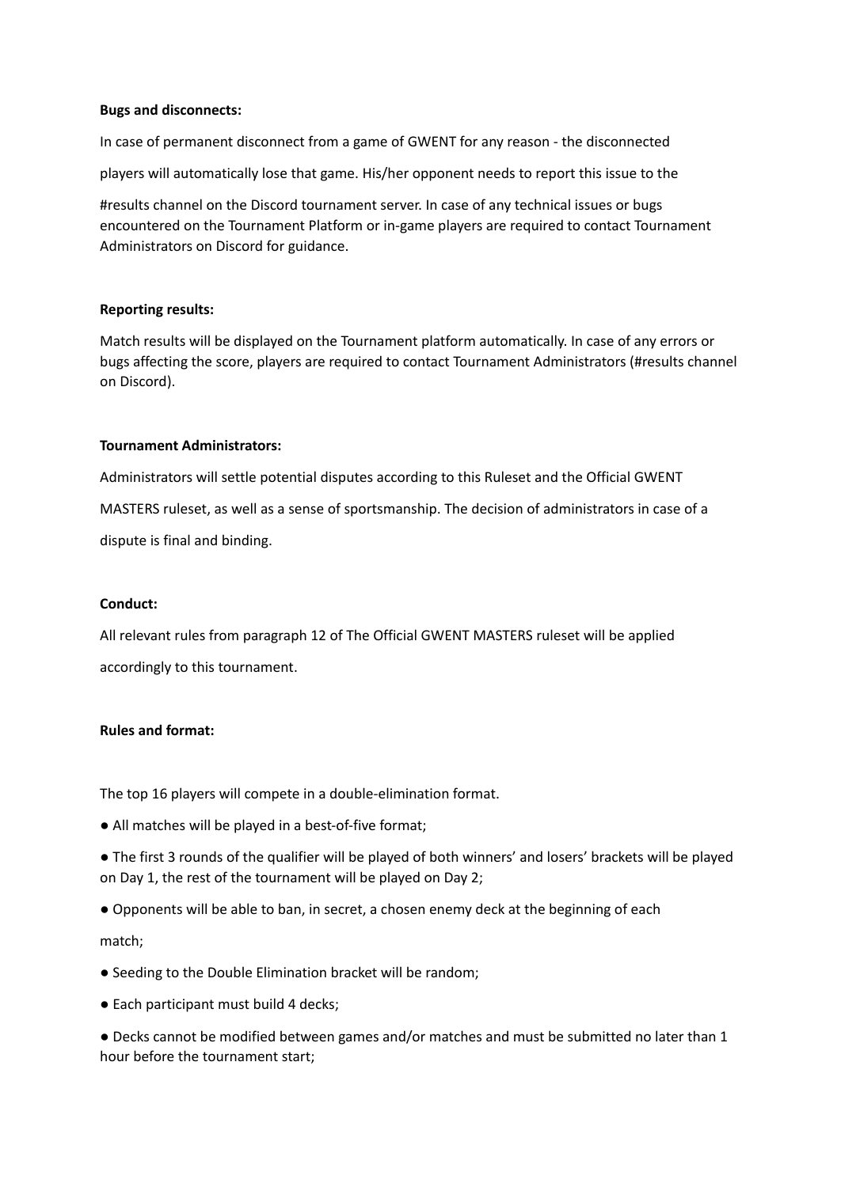**Bugs and disconnects:**

In case of permanent disconnect from a game of GWENT for any reason - the disconnected players will automatically lose that game. His/her opponent needs to report this issue to the #results channel on the Discord tournament server. In case of any technical issues or bugs encountered on the Tournament Platform or in-game players are required to contact Tournament Administrators on Discord for guidance.

**Reporting results:**

Match results will be displayed on the Tournament platform automatically. In case of any errors or bugs affecting the score, players are required to contact Tournament Administrators (#results channel on Discord).

**Tournament Administrators:**

Administrators will settle potential disputes according to this Ruleset and the Official GWENT MASTERS ruleset, as well as a sense of sportsmanship. The decision of administrators in case of a dispute is final and binding.

**Conduct:**

All relevant rules from paragraph 12 of The Official GWENT MASTERS ruleset will be applied accordingly to this tournament.

**Rules and format:**

The top 16 players will compete in a double-elimination format.

- All matches will be played in a best-of-five format;
- The first 3 rounds of the qualifier will be played of both winners' and losers' brackets will be played on Day 1, the rest of the tournament will be played on Day 2;
- Opponents will be able to ban, in secret, a chosen enemy deck at the beginning of each match;
- Seeding to the Double Elimination bracket will be random;
- Each participant must build 4 decks;
- Decks cannot be modified between games and/or matches and must be submitted no later than 1 hour before the tournament start;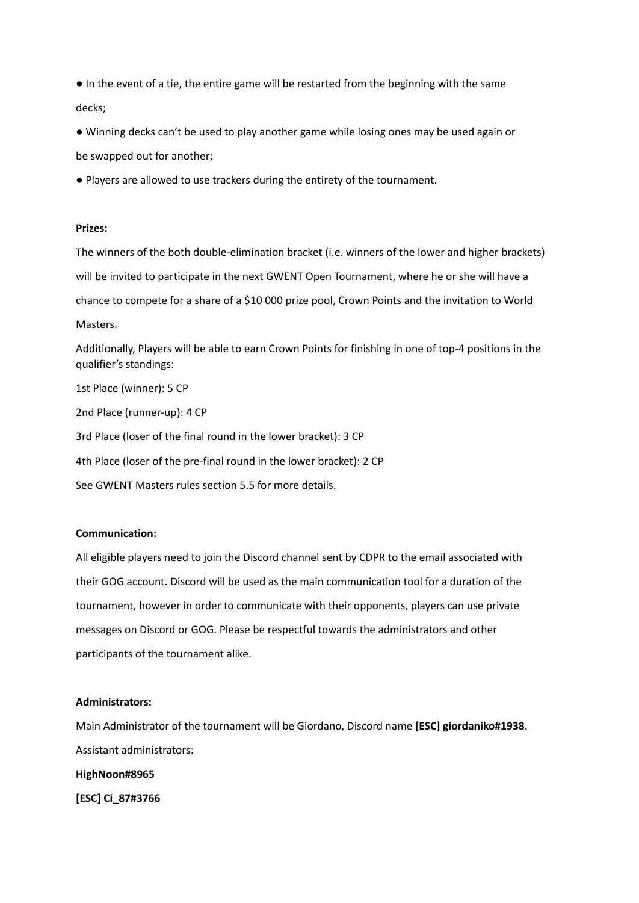- In the event of a tie, the entire game will be restarted from the beginning with the same decks;
- Winning decks can't be used to play another game while losing ones may be used again or be swapped out for another;
- Players are allowed to use trackers during the entirety of the tournament.

**Prizes:**

The winners of the both double-elimination bracket (i.e. winners of the lower and higher brackets) will be invited to participate in the next GWENT Open Tournament, where he or she will have a chance to compete for a share of a $10 000 prize pool, Crown Points and the invitation to World Masters.

Additionally, Players will be able to earn Crown Points for finishing in one of top-4 positions in the qualifier's standings:

1st Place (winner): 5 CP

2nd Place (runner-up): 4 CP

3rd Place (loser of the final round in the lower bracket): 3 CP

4th Place (loser of the pre-final round in the lower bracket): 2 CP

See GWENT Masters rules section 5.5 for more details.

**Communication:**

All eligible players need to join the Discord channel sent by CDPR to the email associated with their GOG account. Discord will be used as the main communication tool for a duration of the tournament, however in order to communicate with their opponents, players can use private messages on Discord or GOG. Please be respectful towards the administrators and other participants of the tournament alike.

**Administrators:**

Main Administrator of the tournament will be Giordano, Discord name **[ESC] giordaniko#1938**.

Assistant administrators:

**HighNoon#8965**

**[ESC] Ci_87#3766**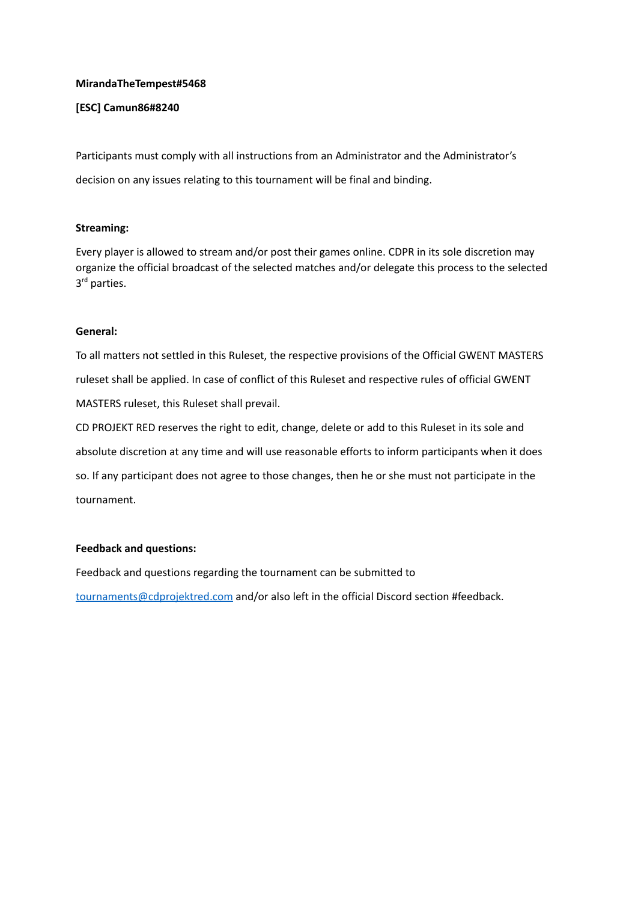**MirandaTheTempest#5468**

**[ESC] Camun86#8240**

Participants must comply with all instructions from an Administrator and the Administrator's decision on any issues relating to this tournament will be final and binding.

**Streaming:**

Every player is allowed to stream and/or post their games online. CDPR in its sole discretion may organize the official broadcast of the selected matches and/or delegate this process to the selected 3rd parties.

**General:**

To all matters not settled in this Ruleset, the respective provisions of the Official GWENT MASTERS ruleset shall be applied. In case of conflict of this Ruleset and respective rules of official GWENT MASTERS ruleset, this Ruleset shall prevail.

CD PROJEKT RED reserves the right to edit, change, delete or add to this Ruleset in its sole and absolute discretion at any time and will use reasonable efforts to inform participants when it does so. If any participant does not agree to those changes, then he or she must not participate in the tournament.

**Feedback and questions:**

Feedback and questions regarding the tournament can be submitted to tournaments@cdprojektred.com and/or also left in the official Discord section #feedback.